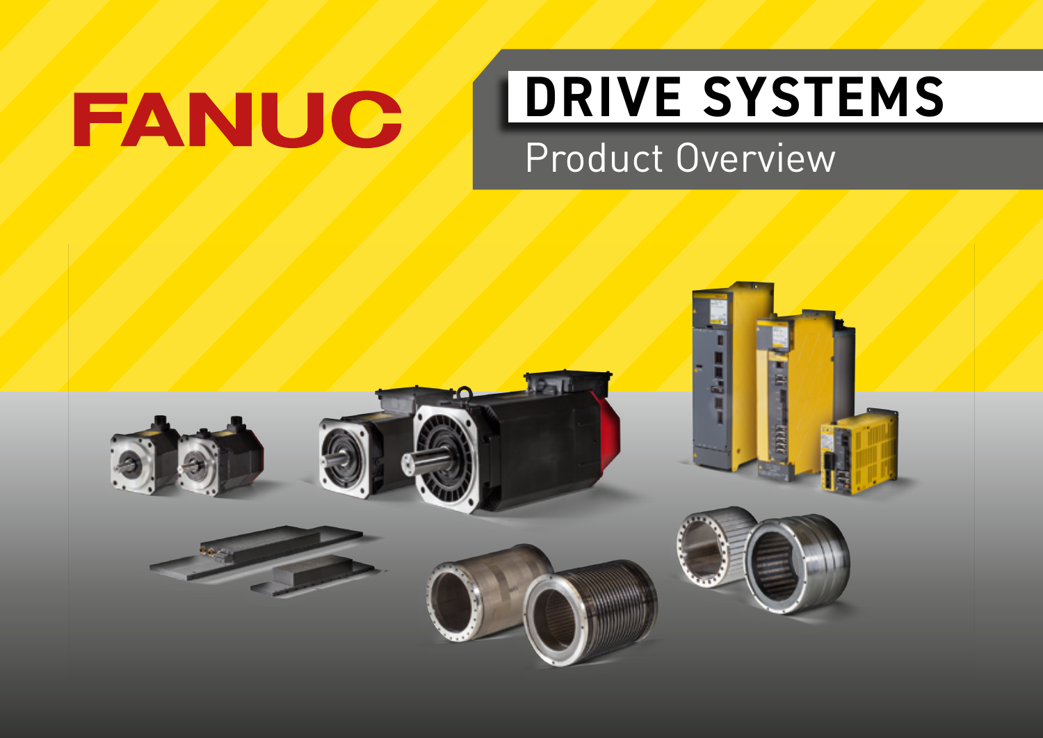FANUC

# DRIVE SYSTEMS

## Product Overview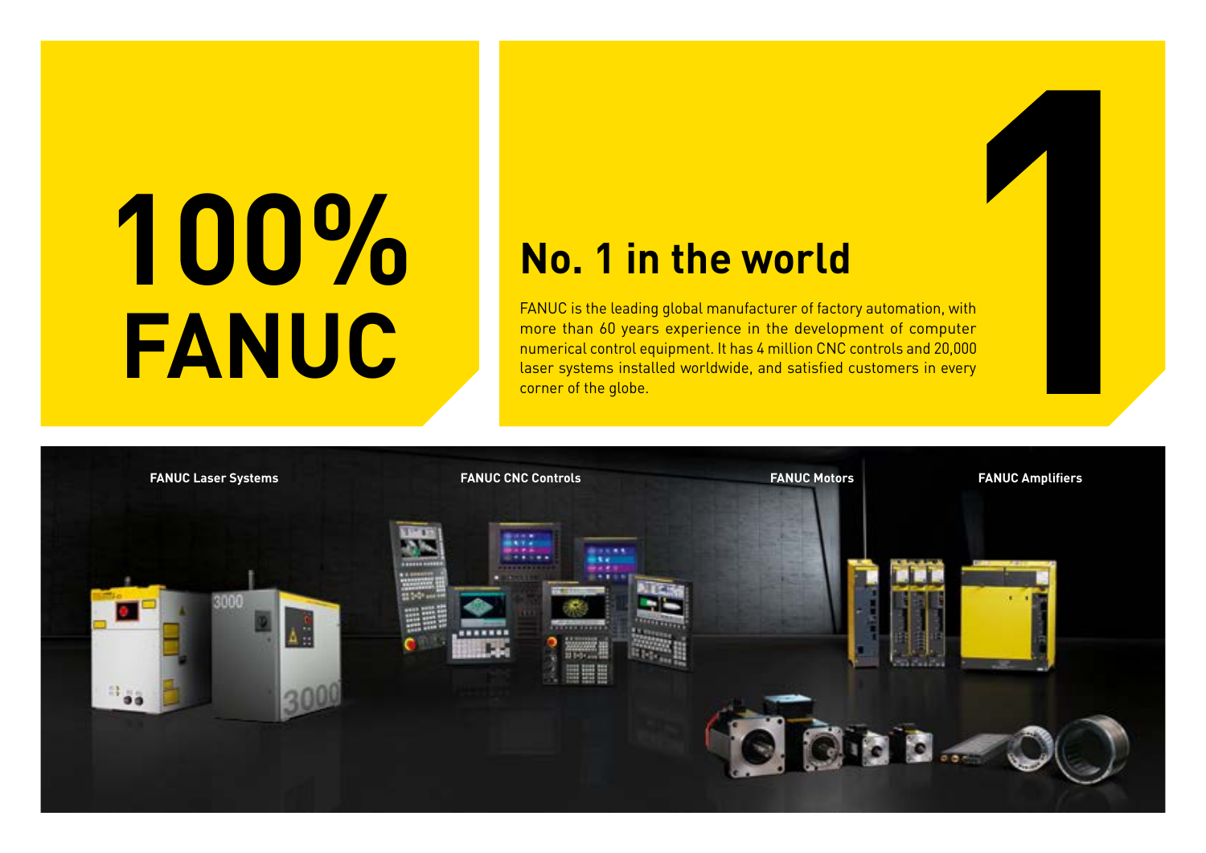# 100% FANUC

## No. 1 in the world

FANUC is the leading global manufacturer of factory automation, with more than 60 years experience in the development of computer numerical control equipment. It has 4 million CNC controls and 20,000 laser systems installed worldwide, and satisfied customers in every corner of the globe.

**FANUC Laser Systems**

**FANUC CNC Controls**

**FANUC Motors**

**FANUC Amplifiers**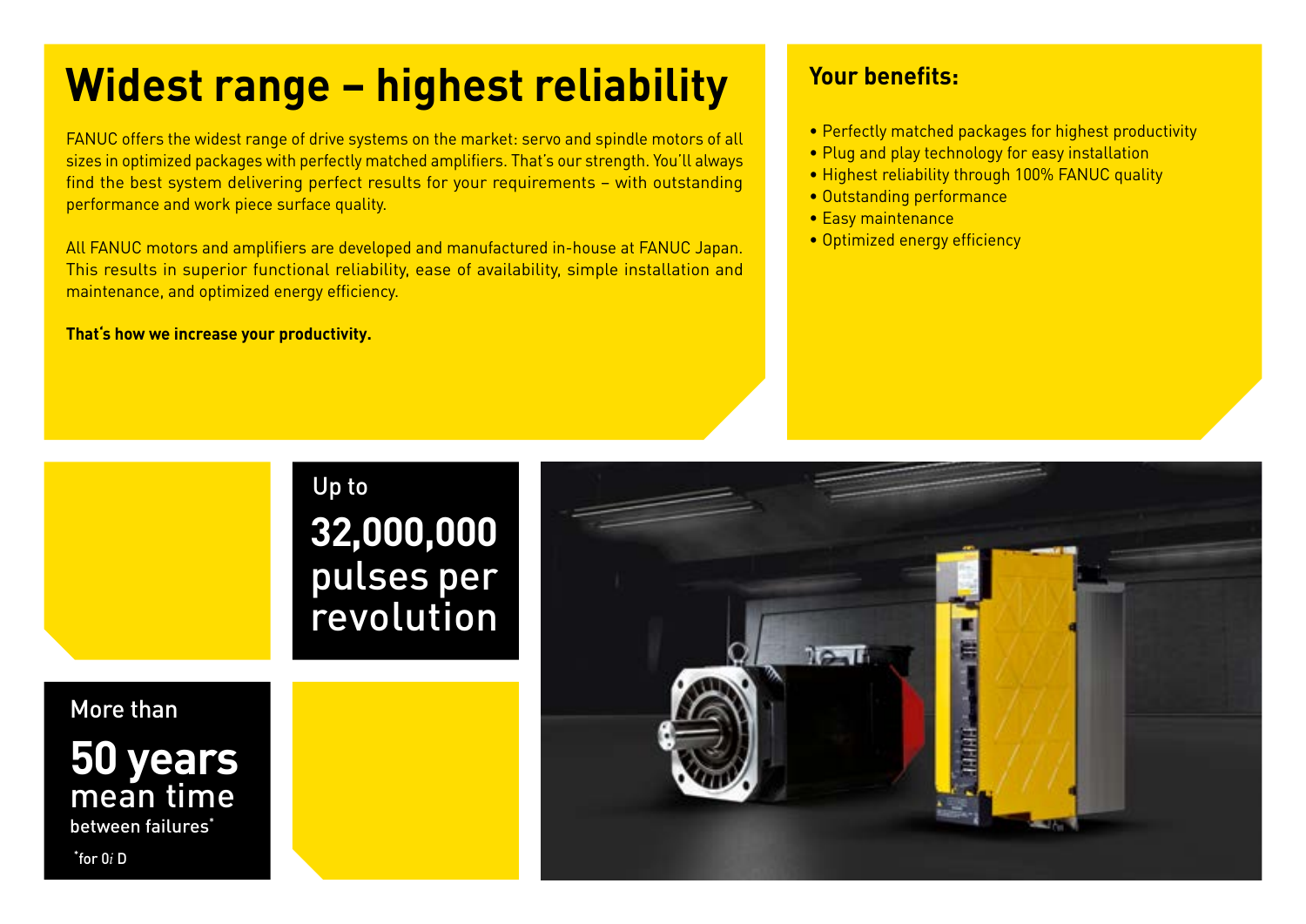# Widest range – highest reliability

FANUC offers the widest range of drive systems on the market: servo and spindle motors of all sizes in optimized packages with perfectly matched amplifiers. That's our strength. You'll always find the best system delivering perfect results for your requirements – with outstanding performance and work piece surface quality.

All FANUC motors and amplifiers are developed and manufactured in-house at FANUC Japan. This results in superior functional reliability, ease of availability, simple installation and maintenance, and optimized energy efficiency.

**That's how we increase your productivity.**

## Your benefits:

- Perfectly matched packages for highest productivity
- Plug and play technology for easy installation
- Highest reliability through 100% FANUC quality
- Outstanding performance
- Easy maintenance
- Optimized energy efficiency

Up to
**32,000,000**
pulses per revolution

More than
**50 years**
mean time
between failures*

*for 0*i* D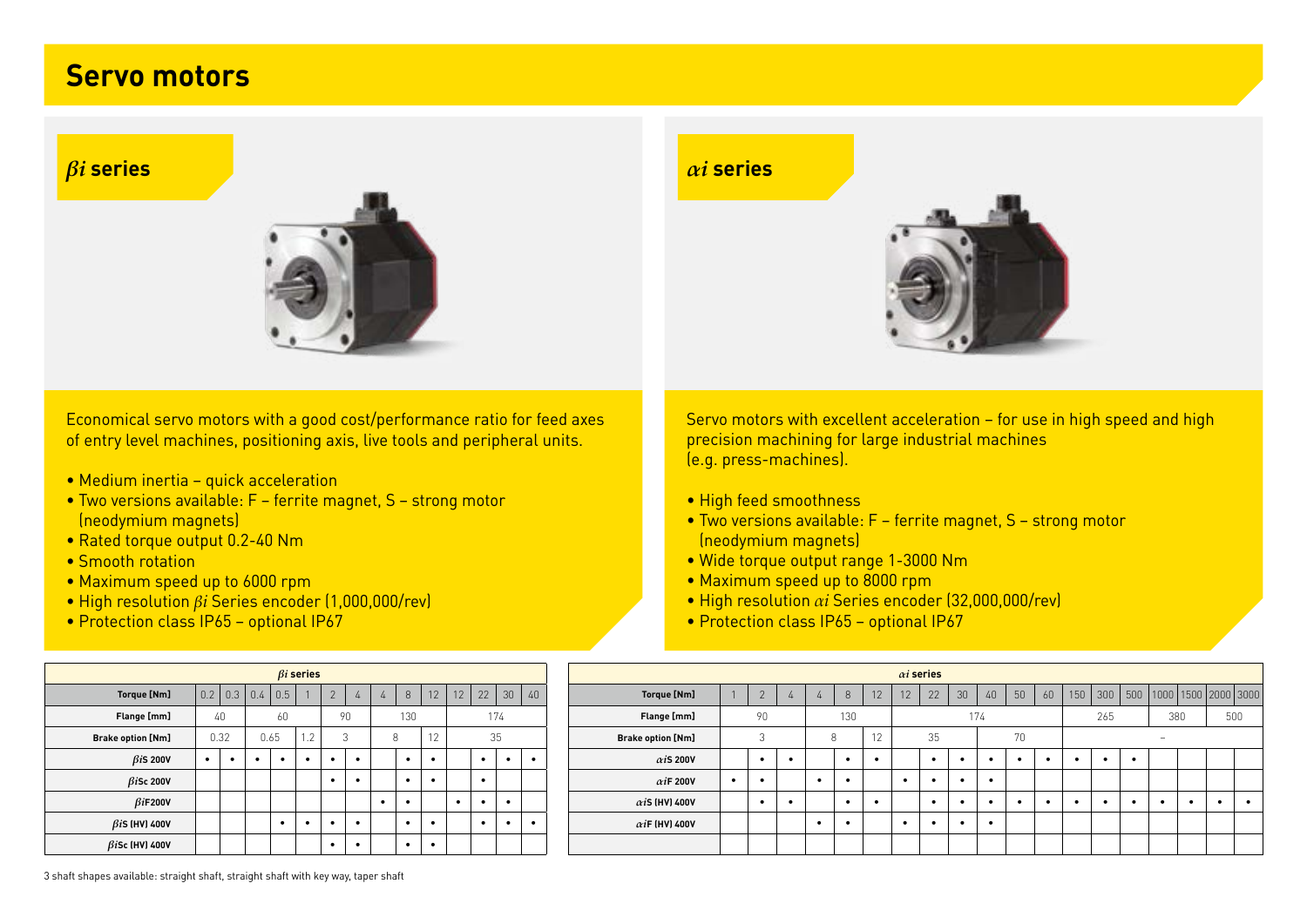# Servo motors

## *βi* series

Economical servo motors with a good cost/performance ratio for feed axes of entry level machines, positioning axis, live tools and peripheral units.

- Medium inertia – quick acceleration
- Two versions available: F – ferrite magnet, S – strong motor (neodymium magnets)
- Rated torque output 0.2-40 Nm
- Smooth rotation
- Maximum speed up to 6000 rpm
- High resolution *βi* Series encoder (1,000,000/rev)
- Protection class IP65 – optional IP67

## *αi* series

Servo motors with excellent acceleration – for use in high speed and high precision machining for large industrial machines (e.g. press-machines).

- High feed smoothness
- Two versions available: F – ferrite magnet, S – strong motor (neodymium magnets)
- Wide torque output range 1-3000 Nm
- Maximum speed up to 8000 rpm
- High resolution *αi* Series encoder (32,000,000/rev)
- Protection class IP65 – optional IP67

| *βi* series | | | | | | | | | | | | | | |
|---|---|---|---|---|---|---|---|---|---|---|---|---|---|---|
| **Torque [Nm]** | 0.2 | 0.3 | 0.4 | 0.5 | 1 | 2 | 4 | 4 | 8 | 12 | 12 | 22 | 30 | 40 |
| **Flange [mm]** | 40 | | 60 | | | 90 | | 130 | | | 174 | | | |
| **Brake option [Nm]** | 0.32 | | 0.65 | | 1.2 | 3 | | 8 | | 12 | 35 | | | |
| ***βi*S 200V** | • | • | • | • | • | • | • | | • | • | | • | • | • |
| ***βi*Sc 200V** | | | | | | • | • | | • | • | | • | | |
| ***βi*F200V** | | | | | | | | • | • | | • | • | • | |
| ***βi*S (HV) 400V** | | | | • | • | • | • | | • | • | | • | • | • |
| ***βi*Sc (HV) 400V** | | | | | | • | • | | • | • | | | | |

| *αi* series | | | | | | | | | | | | | | | | | | | |
|---|---|---|---|---|---|---|---|---|---|---|---|---|---|---|---|---|---|---|---|
| **Torque [Nm]** | 1 | 2 | 4 | 4 | 8 | 12 | 12 | 22 | 30 | 40 | 50 | 60 | 150 | 300 | 500 | 1000 | 1500 | 2000 | 3000 |
| **Flange [mm]** | 90 | | | 130 | | | 174 | | | | | | 265 | | | 380 | | 500 | |
| **Brake option [Nm]** | 3 | | | 8 | | 12 | 35 | | | 70 | | | – | | | | | | |
| ***αi*S 200V** | | • | • | | • | • | | • | • | • | • | • | • | • | • | | | | |
| ***αi*F 200V** | • | • | | • | • | | • | • | • | • | | | | | | | | | |
| ***αi*S (HV) 400V** | | • | • | | • | • | | • | • | • | • | • | • | • | • | • | • | • | • |
| ***αi*F (HV) 400V** | | | | • | • | | • | • | • | • | | | | | | | | | |
| | | | | | | | | | | | | | | | | | | | |

3 shaft shapes available: straight shaft, straight shaft with key way, taper shaft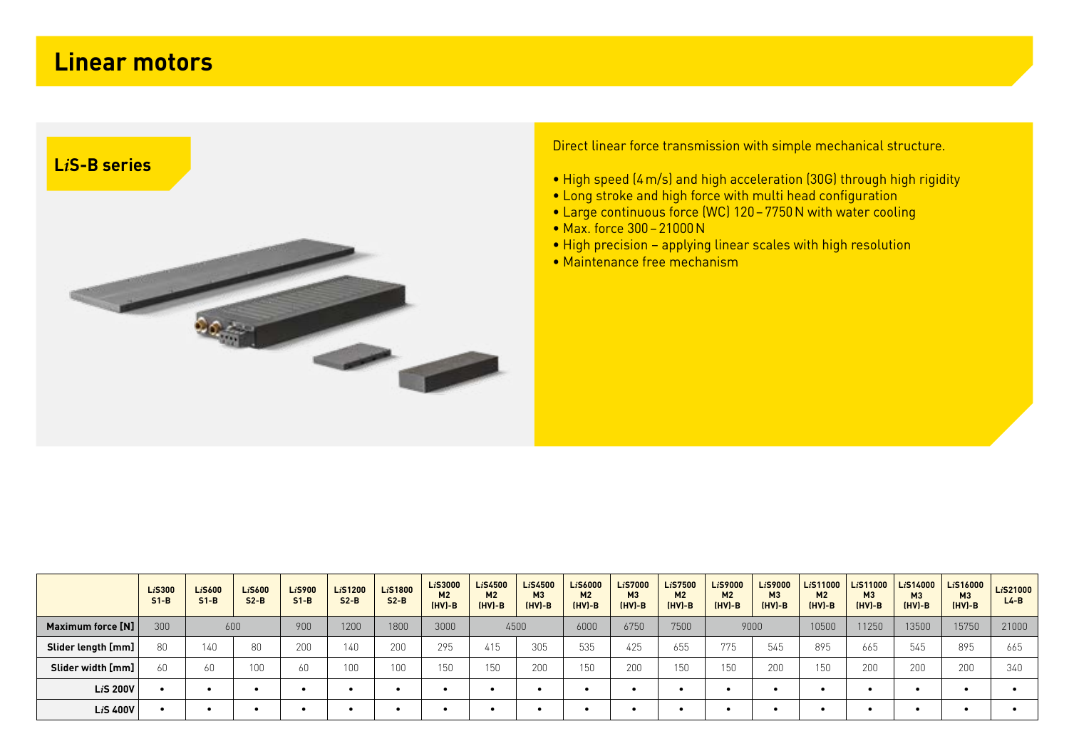# Linear motors

## L*i*S-B series

Direct linear force transmission with simple mechanical structure.

- High speed (4 m/s) and high acceleration (30G) through high rigidity
- Long stroke and high force with multi head configuration
- Large continuous force (WC) 120 – 7750 N with water cooling
- Max. force 300 – 21000 N
- High precision – applying linear scales with high resolution
- Maintenance free mechanism

| | L*i*S300 S1-B | L*i*S600 S1-B | L*i*S600 S2-B | L*i*S900 S1-B | L*i*S1200 S2-B | L*i*S1800 S2-B | L*i*S3000 M2 (HV)-B | L*i*S4500 M2 (HV)-B | L*i*S4500 M3 (HV)-B | L*i*S6000 M2 (HV)-B | L*i*S7000 M3 (HV)-B | L*i*S7500 M2 (HV)-B | L*i*S9000 M2 (HV)-B | L*i*S9000 M3 (HV)-B | L*i*S11000 M2 (HV)-B | L*i*S11000 M3 (HV)-B | L*i*S14000 M3 (HV)-B | L*i*S16000 M3 (HV)-B | L*i*S21000 L4-B |
|---|---|---|---|---|---|---|---|---|---|---|---|---|---|---|---|---|---|---|---|
| **Maximum force [N]** | 300 | 600 | | 900 | 1200 | 1800 | 3000 | 4500 | | 6000 | 6750 | 7500 | 9000 | | 10500 | 11250 | 13500 | 15750 | 21000 |
| **Slider length [mm]** | 80 | 140 | 80 | 200 | 140 | 200 | 295 | 415 | 305 | 535 | 425 | 655 | 775 | 545 | 895 | 665 | 545 | 895 | 665 |
| **Slider width [mm]** | 60 | 60 | 100 | 60 | 100 | 100 | 150 | 150 | 200 | 150 | 200 | 150 | 150 | 200 | 150 | 200 | 200 | 200 | 340 |
| **L*i*S 200V** | • | • | • | • | • | • | • | • | • | • | • | • | • | • | • | • | • | • | • |
| **L*i*S 400V** | • | • | • | • | • | • | • | • | • | • | • | • | • | • | • | • | • | • | • |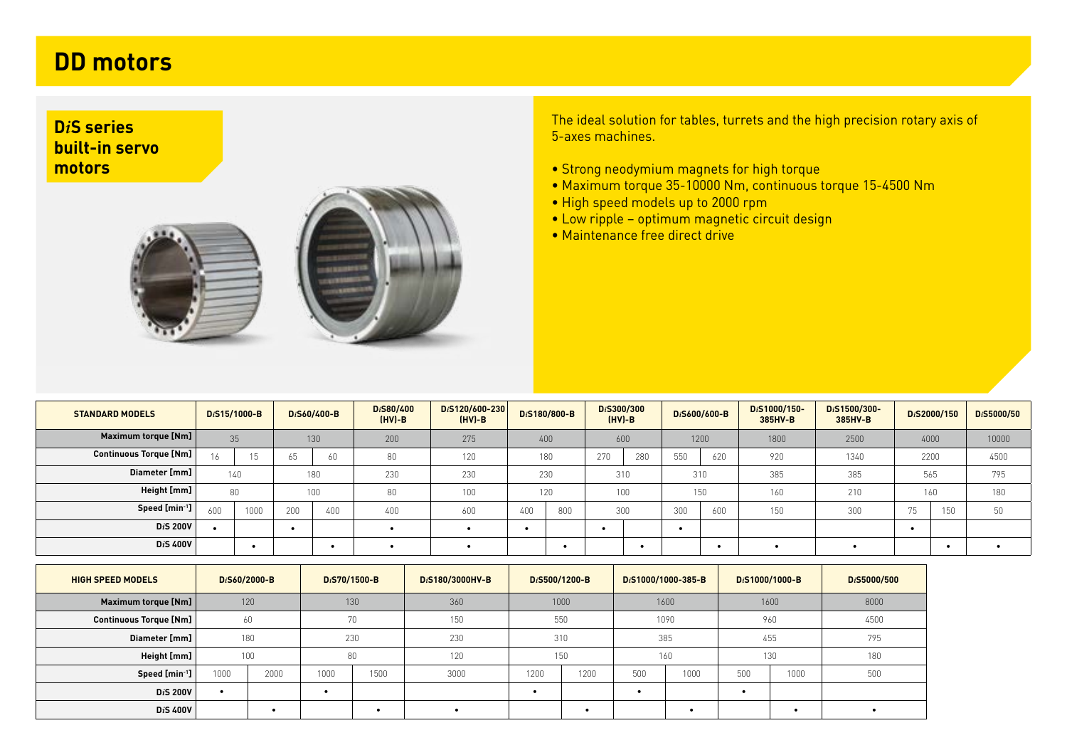# DD motors

## D*i*S series built-in servo motors

The ideal solution for tables, turrets and the high precision rotary axis of 5-axes machines.

- Strong neodymium magnets for high torque
- Maximum torque 35-10000 Nm, continuous torque 15-4500 Nm
- High speed models up to 2000 rpm
- Low ripple – optimum magnetic circuit design
- Maintenance free direct drive

| STANDARD MODELS | D*i*S15/1000-B | | D*i*S60/400-B | | D*i*S80/400 (HV)-B | D*i*S120/600-230 (HV)-B | D*i*S180/800-B | | D*i*S300/300 (HV)-B | | D*i*S600/600-B | | D*i*S1000/150-385HV-B | D*i*S1500/300-385HV-B | D*i*S2000/150 | | D*i*S5000/50 |
|---|---|---|---|---|---|---|---|---|---|---|---|---|---|---|---|---|---|
| **Maximum torque [Nm]** | 35 | | 130 | | 200 | 275 | 400 | | 600 | | 1200 | | 1800 | 2500 | 4000 | | 10000 |
| **Continuous Torque [Nm]** | 16 | 15 | 65 | 60 | 80 | 120 | 180 | | 270 | 280 | 550 | 620 | 920 | 1340 | 2200 | | 4500 |
| **Diameter [mm]** | 140 | | 180 | | 230 | 230 | 230 | | 310 | | 310 | | 385 | 385 | 565 | | 795 |
| **Height [mm]** | 80 | | 100 | | 80 | 100 | 120 | | 100 | | 150 | | 160 | 210 | 160 | | 180 |
| **Speed [min$^{-1}$]** | 600 | 1000 | 200 | 400 | 400 | 600 | 400 | 800 | 300 | | 300 | 600 | 150 | 300 | 75 | 150 | 50 |
| **D*i*S 200V** | • | | • | | • | • | • | | • | | • | | | | • | | |
| **D*i*S 400V** | | • | | • | • | • | | • | | • | | • | • | • | | • | • |

| HIGH SPEED MODELS | D*i*S60/2000-B | | D*i*S70/1500-B | | D*i*S180/3000HV-B | D*i*S500/1200-B | | D*i*S1000/1000-385-B | | D*i*S1000/1000-B | | D*i*S5000/500 |
|---|---|---|---|---|---|---|---|---|---|---|---|---|
| **Maximum torque [Nm]** | 120 | | 130 | | 360 | 1000 | | 1600 | | 1600 | | 8000 |
| **Continuous Torque [Nm]** | 60 | | 70 | | 150 | 550 | | 1090 | | 960 | | 4500 |
| **Diameter [mm]** | 180 | | 230 | | 230 | 310 | | 385 | | 455 | | 795 |
| **Height [mm]** | 100 | | 80 | | 120 | 150 | | 160 | | 130 | | 180 |
| **Speed [min$^{-1}$]** | 1000 | 2000 | 1000 | 1500 | 3000 | 1200 | 1200 | 500 | 1000 | 500 | 1000 | 500 |
| **D*i*S 200V** | • | | • | | | • | | • | | • | | |
| **D*i*S 400V** | | • | | • | • | | • | | • | | • | • |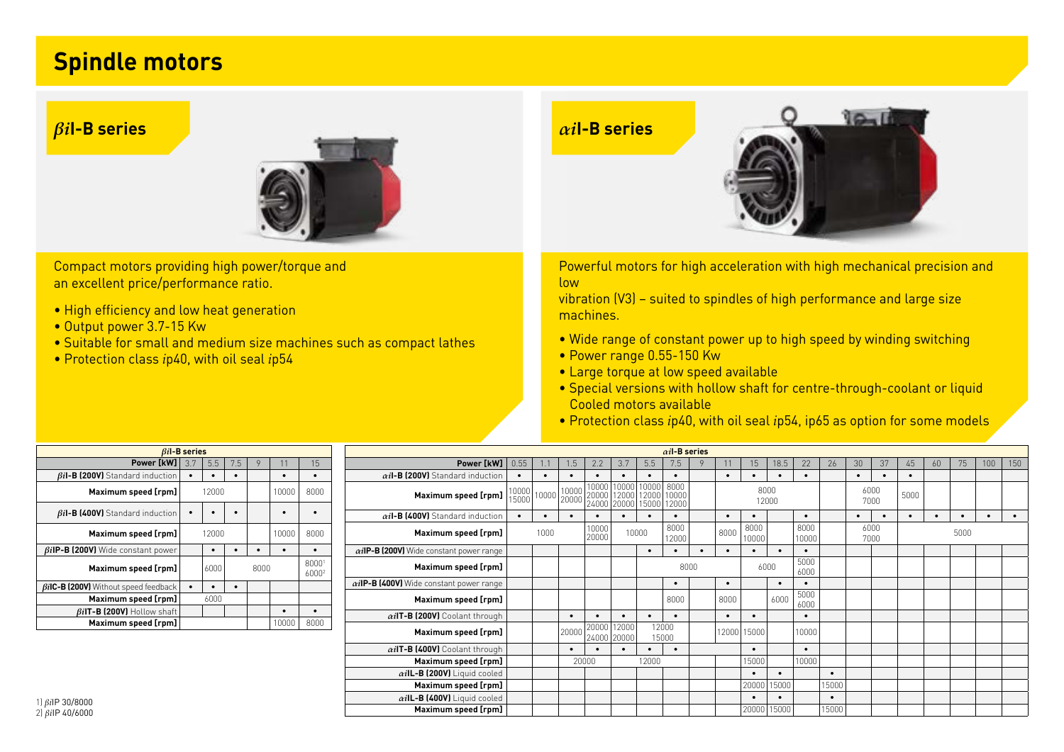# Spindle motors

## $\beta i$I-B series

Compact motors providing high power/torque and an excellent price/performance ratio.

- High efficiency and low heat generation
- Output power 3.7-15 Kw
- Suitable for small and medium size machines such as compact lathes
- Protection class *i*p40, with oil seal *i*p54

## $\alpha i$I-B series

Powerful motors for high acceleration with high mechanical precision and low
vibration (V3) – suited to spindles of high performance and large size machines.

- Wide range of constant power up to high speed by winding switching
- Power range 0.55-150 Kw
- Large torque at low speed available
- Special versions with hollow shaft for centre-through-coolant or liquid Cooled motors available
- Protection class *i*p40, with oil seal *i*p54, ip65 as option for some models

| $\beta i$I-B series | | | | | | |
|---|---|---|---|---|---|---|
| **Power [kW]** | 3.7 | 5.5 | 7.5 | 9 | 11 | 15 |
| **$\beta i$I-B (200V)** Standard induction | • | • | • | | • | • |
| **Maximum speed [rpm]** | 12000 | | | | 10000 | 8000 |
| **$\beta i$I-B (400V)** Standard induction | • | • | • | | • | • |
| **Maximum speed [rpm]** | 12000 | | | | 10000 | 8000 |
| **$\beta i$IP-B (200V)** Wide constant power | | • | • | • | • | • |
| **Maximum speed [rpm]** | | 6000 | 8000 | | | 8000[1] 6000[2] |
| **$\beta i$IC-B (200V)** Without speed feedback | • | • | • | | | |
| **Maximum speed [rpm]** | 6000 | | | | | |
| **$\beta i$IT-B (200V)** Hollow shaft | | | | | • | • |
| **Maximum speed [rpm]** | | | | | 10000 | 8000 |

1) $\beta i$IP 30/8000
2) $\beta i$IP 40/6000

| $\alpha i$I-B series | | | | | | | | | | | | | | | | | | | | |
|---|---|---|---|---|---|---|---|---|---|---|---|---|---|---|---|---|---|---|---|---|
| **Power [kW]** | 0.55 | 1.1 | 1.5 | 2.2 | 3.7 | 5.5 | 7.5 | 9 | 11 | 15 | 18.5 | 22 | 26 | 30 | 37 | 45 | 60 | 75 | 100 | 150 |
| **$\alpha i$I-B (200V)** Standard induction | • | • | • | • | • | • | • | | • | • | • | • | | • | • | • | | | | |
| **Maximum speed [rpm]** | 10000 15000 | 10000 | 10000 20000 | 10000 20000 24000 | 10000 12000 20000 | 10000 12000 15000 | 8000 10000 12000 | | 8000 12000 | | | | | 6000 7000 | | 5000 | | | | |
| **$\alpha i$I-B (400V)** Standard induction | • | • | • | • | • | • | • | | • | • | | • | | • | • | • | • | • | • | • |
| **Maximum speed [rpm]** | 1000 | | | 10000 20000 | 10000 | | 8000 12000 | | 8000 | 8000 10000 | | 8000 10000 | | 6000 7000 | | 5000 | | | | |
| **$\alpha i$IP-B (200V)** Wide constant power range | | | | | | • | • | • | • | • | • | • | | | | | | | | |
| **Maximum speed [rpm]** | | | | | | 8000 | | | | 6000 | | 5000 6000 | | | | | | | | |
| **$\alpha i$IP-B (400V)** Wide constant power range | | | | | | | • | | • | | • | • | | | | | | | | |
| **Maximum speed [rpm]** | | | | | | | 8000 | | 8000 | | 6000 | 5000 6000 | | | | | | | | |
| **$\alpha i$IT-B (200V)** Coolant through | | | • | • | • | • | • | | • | • | | • | | | | | | | | |
| **Maximum speed [rpm]** | | | 20000 | 20000 24000 | 12000 20000 | 12000 15000 | | | 12000 | 15000 | | 10000 | | | | | | | | |
| **$\alpha i$IT-B (400V)** Coolant through | | | • | • | • | • | • | | | • | | • | | | | | | | | |
| **Maximum speed [rpm]** | | | 20000 | | 12000 | | | | | 15000 | | 10000 | | | | | | | | |
| **$\alpha i$IL-B (200V)** Liquid cooled | | | | | | | | | | • | • | | • | | | | | | | |
| **Maximum speed [rpm]** | | | | | | | | | | 20000 | 15000 | | 15000 | | | | | | | |
| **$\alpha i$IL-B (400V)** Liquid cooled | | | | | | | | | | • | • | | • | | | | | | | |
| **Maximum speed [rpm]** | | | | | | | | | | 20000 | 15000 | | 15000 | | | | | | | |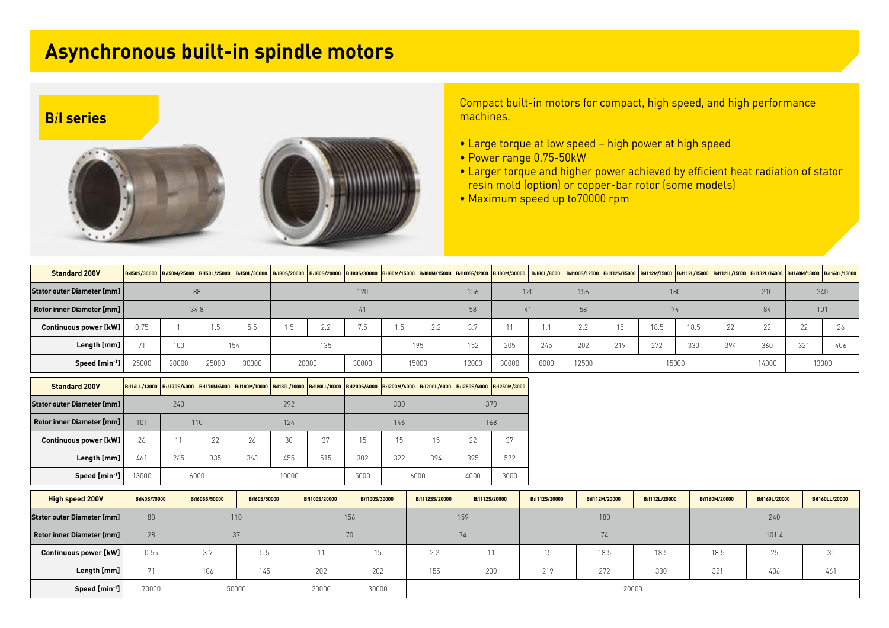# Asynchronous built-in spindle motors

## B*i*I series

Compact built-in motors for compact, high speed, and high performance machines.

- Large torque at low speed – high power at high speed
- Power range 0.75-50kW
- Larger torque and higher power achieved by efficient heat radiation of stator resin mold (option) or copper-bar rotor (some models)
- Maximum speed up to70000 rpm

| Standard 200V | BiI50S/30000 | BiI50M/25000 | BiI50L/25000 | BiI50L/30000 | BiI80S/20000 | BiI80S/20000 | BiI80S/30000 | BiI80M/15000 | BiI80M/15000 | BiI100SS/12000 | BiI80M/30000 | BiI80L/8000 | BiI100S/12500 | BiI112S/15000 | BiI112M/15000 | BiI112L/15000 | BiI112LL/15000 | BiI132L/14000 | BiI160M/13000 | BiI160L/13000 |
|---|---|---|---|---|---|---|---|---|---|---|---|---|---|---|---|---|---|---|---|---|
| Stator outer Diameter [mm] | 88 | 88 | 88 | 88 | 120 | 120 | 120 | 120 | 120 | 156 | 120 | 120 | 156 | 180 | 180 | 180 | 180 | 210 | 240 | 240 |
| Rotor inner Diameter [mm] | 34.8 | 34.8 | 34.8 | 34.8 | 41 | 41 | 41 | 41 | 41 | 58 | 41 | 41 | 58 | 74 | 74 | 74 | 74 | 84 | 101 | 101 |
| Continuous power [kW] | 0.75 | 1 | 1.5 | 5.5 | 1.5 | 2.2 | 7.5 | 1.5 | 2.2 | 3.7 | 11 | 1.1 | 2.2 | 15 | 18.5 | 18.5 | 22 | 22 | 22 | 26 |
| Length [mm] | 71 | 100 | 154 | 154 | 135 | 135 | 135 | 195 | 195 | 152 | 205 | 245 | 202 | 219 | 272 | 330 | 394 | 360 | 321 | 406 |
| Speed [$min^{-1}$] | 25000 | 20000 | 25000 | 30000 | 20000 | 20000 | 30000 | 15000 | 15000 | 12000 | 30000 | 8000 | 12500 | 15000 | 15000 | 15000 | 15000 | 14000 | 13000 | 13000 |

| Standard 200V | BiI160LL/13000 | BiI170S/6000 | BiI170M/6000 | BiI180M/10000 | BiI180L/10000 | BiI180LL/10000 | BiI200S/6000 | BiI200M/6000 | BiI200L/6000 | BiI250S/6000 | BiI250M/3000 |
|---|---|---|---|---|---|---|---|---|---|---|---|
| Stator outer Diameter [mm] | 240 | 240 | 240 | 292 | 292 | 292 | 300 | 300 | 300 | 370 | 370 |
| Rotor inner Diameter [mm] | 101 | 110 | 110 | 124 | 124 | 124 | 146 | 146 | 146 | 168 | 168 |
| Continuous power [kW] | 26 | 11 | 22 | 26 | 30 | 37 | 15 | 15 | 15 | 22 | 37 |
| Length [mm] | 461 | 265 | 335 | 363 | 455 | 515 | 302 | 322 | 394 | 395 | 522 |
| Speed [$min^{-1}$] | 13000 | 6000 | 6000 | 10000 | 10000 | 10000 | 5000 | 6000 | 6000 | 4000 | 3000 |

| High speed 200V | BiI40S/70000 | BiI60SS/50000 | BiI60S/50000 | BiI100S/20000 | BiI100S/30000 | BiI112SS/20000 | BiI112S/20000 | BiI112S/20000 | BiI112M/20000 | BiI112L/20000 | BiI160M/20000 | BiI160L/20000 | BiI160LL/20000 |
|---|---|---|---|---|---|---|---|---|---|---|---|---|---|
| Stator outer Diameter [mm] | 88 | 110 | 110 | 156 | 156 | 159 | 159 | 180 | 180 | 180 | 240 | 240 | 240 |
| Rotor inner Diameter [mm] | 28 | 37 | 37 | 70 | 70 | 74 | 74 | 74 | 74 | 74 | 101.4 | 101.4 | 101.4 |
| Continuous power [kW] | 0.55 | 3.7 | 5.5 | 11 | 15 | 2.2 | 11 | 15 | 18.5 | 18.5 | 18.5 | 25 | 30 |
| Length [mm] | 71 | 106 | 145 | 202 | 202 | 155 | 200 | 219 | 272 | 330 | 321 | 406 | 461 |
| Speed [$min^{-1}$] | 70000 | 50000 | 50000 | 20000 | 30000 | 20000 | 20000 | 20000 | 20000 | 20000 | 20000 | 20000 | 20000 |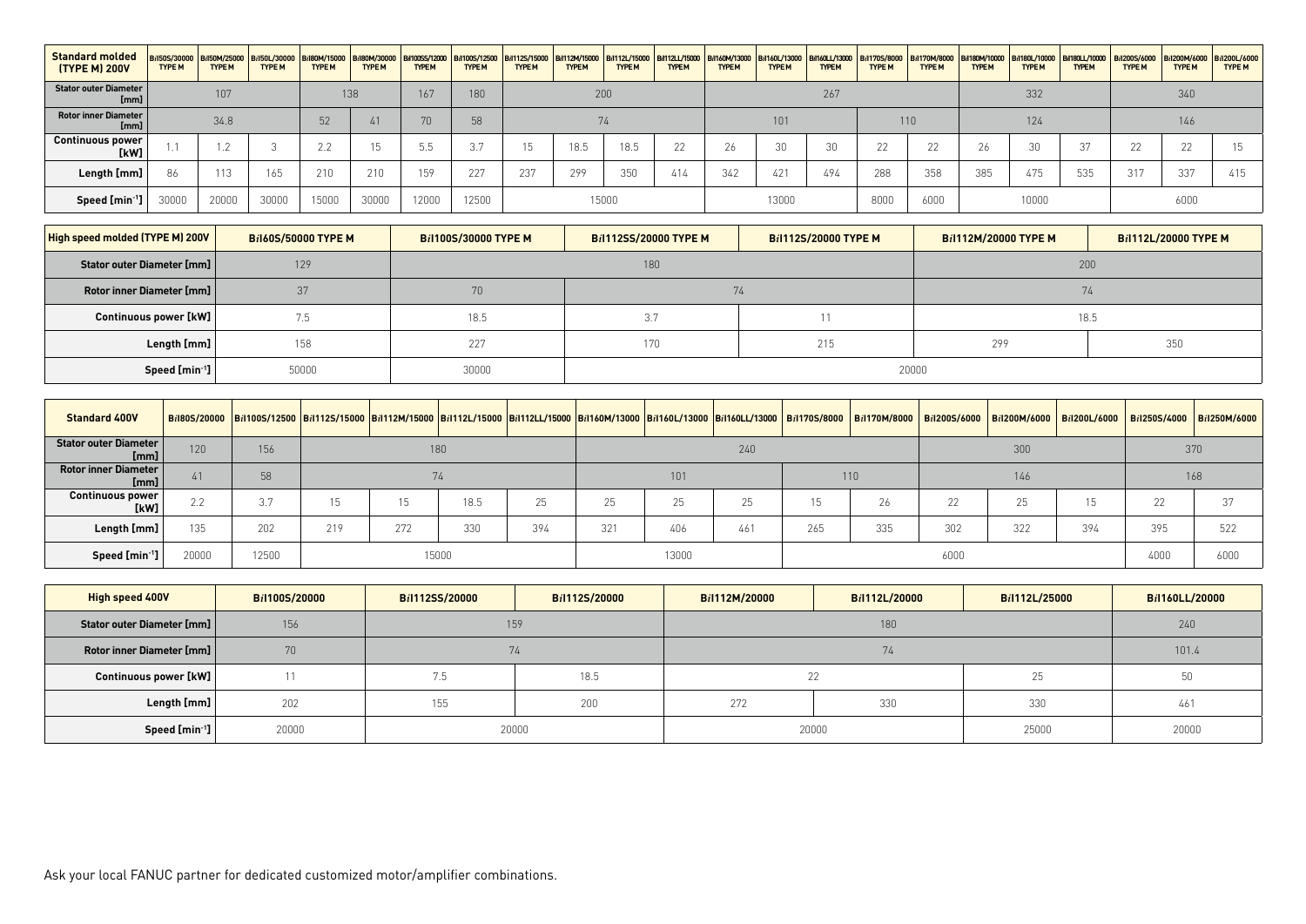| Standard molded (TYPE M) 200V | B*i*I50S/30000 TYPE M | B*i*I50M/25000 TYPE M | B*i*I50L/30000 TYPE M | B*i*I80M/15000 TYPE M | B*i*I80M/30000 TYPE M | B*i*I100SS/12000 TYPE M | B*i*I100S/12500 TYPE M | B*i*I112S/15000 TYPE M | B*i*I112M/15000 TYPE M | B*i*I112L/15000 TYPE M | B*i*I112LL/15000 TYPE M | B*i*I160M/13000 TYPE M | B*i*I160L/13000 TYPE M | B*i*I160LL/13000 TYPE M | B*i*I170S/8000 TYPE M | B*i*I170M/8000 TYPE M | B*i*I180M/10000 TYPE M | B*i*I180L/10000 TYPE M | B*i*I180LL/10000 TYPE M | B*i*I200S/6000 TYPE M | B*i*I200M/6000 TYPE M | B*i*I200L/6000 TYPE M |
|---|---|---|---|---|---|---|---|---|---|---|---|---|---|---|---|---|---|---|---|---|---|---|
| Stator outer Diameter [mm] | 107 | | | 138 | | 167 | 180 | 200 | | | | 267 | | | | | 332 | | | 340 | | |
| Rotor inner Diameter [mm] | 34.8 | | | 52 | 41 | 70 | 58 | 74 | | | | 101 | | | 110 | | 124 | | | 146 | | |
| Continuous power [kW] | 1.1 | 1.2 | 3 | 2.2 | 15 | 5.5 | 3.7 | 15 | 18.5 | 18.5 | 22 | 26 | 30 | 30 | 22 | 22 | 26 | 30 | 37 | 22 | 22 | 15 |
| Length [mm] | 86 | 113 | 165 | 210 | 210 | 159 | 227 | 237 | 299 | 350 | 414 | 342 | 421 | 494 | 288 | 358 | 385 | 475 | 535 | 317 | 337 | 415 |
| Speed [min⁻¹] | 30000 | 20000 | 30000 | 15000 | 30000 | 12000 | 12500 | 15000 | | | | 13000 | | | 8000 | 6000 | 10000 | | | 6000 | | |

| High speed molded (TYPE M) 200V | B*i*I60S/50000 TYPE M | B*i*I100S/30000 TYPE M | B*i*I112SS/20000 TYPE M | B*i*I112S/20000 TYPE M | B*i*I112M/20000 TYPE M | B*i*I112L/20000 TYPE M |
|---|---|---|---|---|---|---|
| Stator outer Diameter [mm] | 129 | 180 | | | 200 | |
| Rotor inner Diameter [mm] | 37 | 70 | 74 | | 74 | |
| Continuous power [kW] | 7.5 | 18.5 | 3.7 | 11 | 18.5 | |
| Length [mm] | 158 | 227 | 170 | 215 | 299 | 350 |
| Speed [min⁻¹] | 50000 | 30000 | 20000 | | | |

| Standard 400V | B*i*I80S/20000 | B*i*I100S/12500 | B*i*I112S/15000 | B*i*I112M/15000 | B*i*I112L/15000 | B*i*I112LL/15000 | B*i*I160M/13000 | B*i*I160L/13000 | B*i*I160LL/13000 | B*i*I170S/8000 | B*i*I170M/8000 | B*i*I200S/6000 | B*i*I200M/6000 | B*i*I200L/6000 | B*i*I250S/4000 | B*i*I250M/6000 |
|---|---|---|---|---|---|---|---|---|---|---|---|---|---|---|---|---|
| Stator outer Diameter [mm] | 120 | 156 | 180 | | | | 240 | | | | | 300 | | | 370 | |
| Rotor inner Diameter [mm] | 41 | 58 | 74 | | | | 101 | | | 110 | | 146 | | | 168 | |
| Continuous power [kW] | 2.2 | 3.7 | 15 | 15 | 18.5 | 25 | 25 | 25 | 25 | 15 | 26 | 22 | 25 | 15 | 22 | 37 |
| Length [mm] | 135 | 202 | 219 | 272 | 330 | 394 | 321 | 406 | 461 | 265 | 335 | 302 | 322 | 394 | 395 | 522 |
| Speed [min⁻¹] | 20000 | 12500 | 15000 | | | | 13000 | | | 6000 | | | | | 4000 | 6000 |

| High speed 400V | B*i*I100S/20000 | B*i*I112SS/20000 | B*i*I112S/20000 | B*i*I112M/20000 | B*i*I112L/20000 | B*i*I112L/25000 | B*i*I160LL/20000 |
|---|---|---|---|---|---|---|---|
| Stator outer Diameter [mm] | 156 | 159 | | 180 | | | 240 |
| Rotor inner Diameter [mm] | 70 | 74 | | 74 | | | 101.4 |
| Continuous power [kW] | 11 | 7.5 | 18.5 | 22 | | 25 | 50 |
| Length [mm] | 202 | 155 | 200 | 272 | 330 | 330 | 461 |
| Speed [min⁻¹] | 20000 | 20000 | | 20000 | | 25000 | 20000 |

Ask your local FANUC partner for dedicated customized motor/amplifier combinations.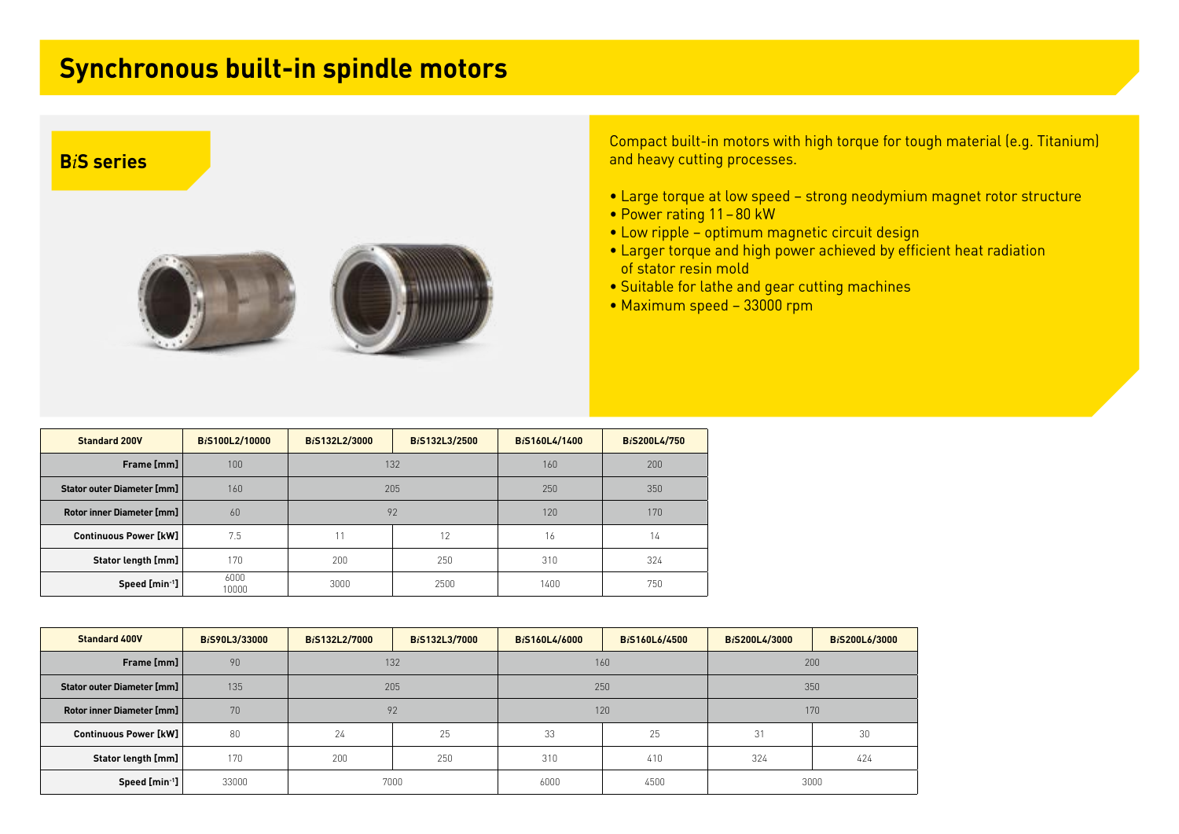# Synchronous built-in spindle motors

## B*i*S series

Compact built-in motors with high torque for tough material (e.g. Titanium) and heavy cutting processes.

- Large torque at low speed – strong neodymium magnet rotor structure
- Power rating 11 – 80 kW
- Low ripple – optimum magnetic circuit design
- Larger torque and high power achieved by efficient heat radiation of stator resin mold
- Suitable for lathe and gear cutting machines
- Maximum speed – 33000 rpm

| Standard 200V | B*i*S100L2/10000 | B*i*S132L2/3000 | B*i*S132L3/2500 | B*i*S160L4/1400 | B*i*S200L4/750 |
|---|---|---|---|---|---|
| Frame [mm] | 100 | 132 | | 160 | 200 |
| Stator outer Diameter [mm] | 160 | 205 | | 250 | 350 |
| Rotor inner Diameter [mm] | 60 | 92 | | 120 | 170 |
| Continuous Power [kW] | 7.5 | 11 | 12 | 16 | 14 |
| Stator length [mm] | 170 | 200 | 250 | 310 | 324 |
| Speed [min$^{-1}$] | 6000 10000 | 3000 | 2500 | 1400 | 750 |

| Standard 400V | B*i*S90L3/33000 | B*i*S132L2/7000 | B*i*S132L3/7000 | B*i*S160L4/6000 | B*i*S160L6/4500 | B*i*S200L4/3000 | B*i*S200L6/3000 |
|---|---|---|---|---|---|---|---|
| Frame [mm] | 90 | 132 | | 160 | | 200 | |
| Stator outer Diameter [mm] | 135 | 205 | | 250 | | 350 | |
| Rotor inner Diameter [mm] | 70 | 92 | | 120 | | 170 | |
| Continuous Power [kW] | 80 | 24 | 25 | 33 | 25 | 31 | 30 |
| Stator length [mm] | 170 | 200 | 250 | 310 | 410 | 324 | 424 |
| Speed [min$^{-1}$] | 33000 | 7000 | | 6000 | 4500 | 3000 | |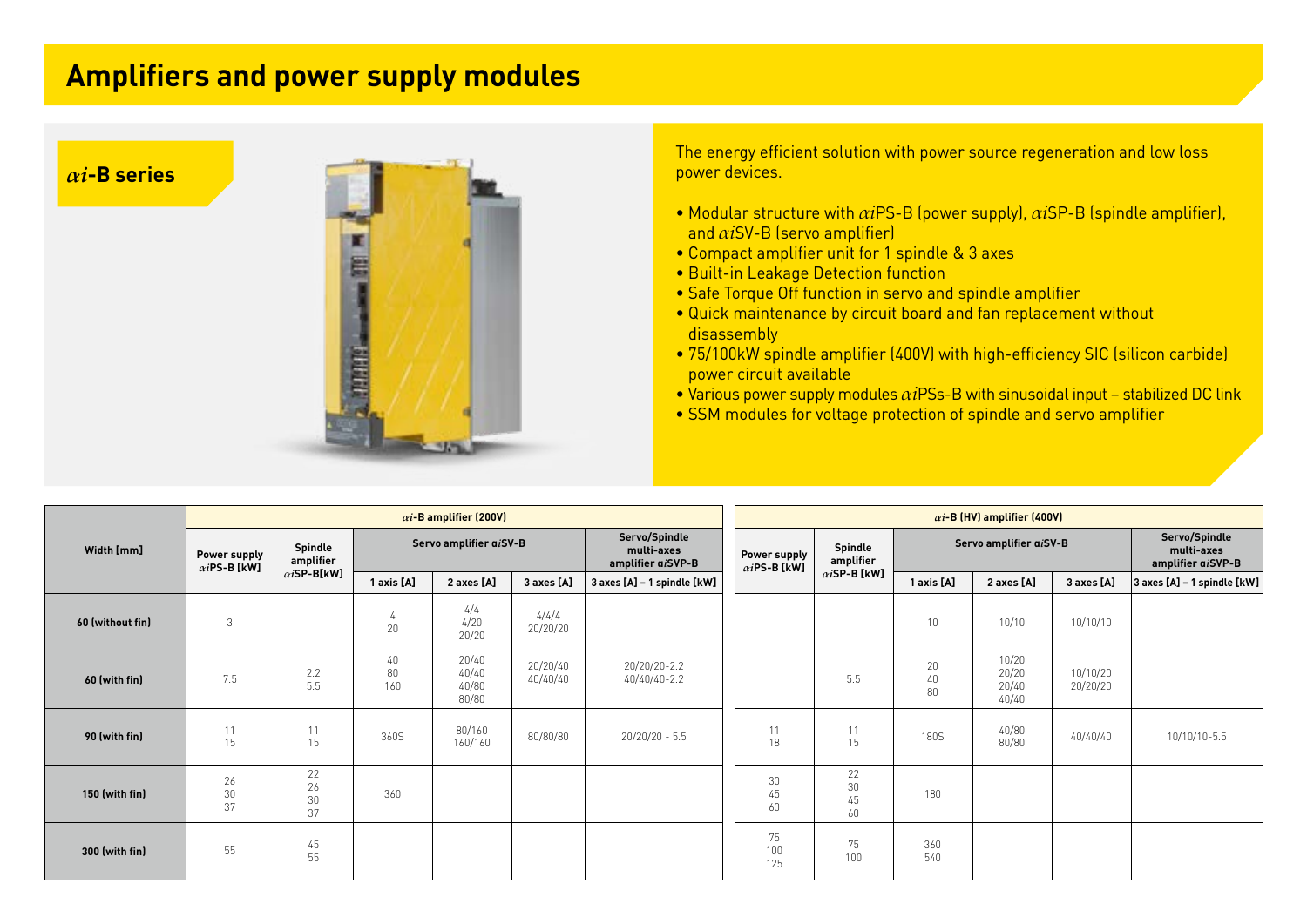# Amplifiers and power supply modules

## $\alpha i$-B series

The energy efficient solution with power source regeneration and low loss power devices.

- Modular structure with $\alpha i$PS-B (power supply), $\alpha i$SP-B (spindle amplifier), and $\alpha i$SV-B (servo amplifier)
- Compact amplifier unit for 1 spindle & 3 axes
- Built-in Leakage Detection function
- Safe Torque Off function in servo and spindle amplifier
- Quick maintenance by circuit board and fan replacement without disassembly
- 75/100kW spindle amplifier (400V) with high-efficiency SIC (silicon carbide) power circuit available
- Various power supply modules $\alpha i$PSs-B with sinusoidal input – stabilized DC link
- SSM modules for voltage protection of spindle and servo amplifier

| Width [mm] | $\alpha i$-B amplifier (200V) | | | | | | $\alpha i$-B (HV) amplifier (400V) | | | | | |
|---|---|---|---|---|---|---|---|---|---|---|---|---|
| | Power supply $\alpha i$PS-B [kW] | Spindle amplifier $\alpha i$SP-B[kW] | Servo amplifier αiSV-B | | | Servo/Spindle multi-axes amplifier αiSVP-B | Power supply $\alpha i$PS-B [kW] | Spindle amplifier $\alpha i$SP-B [kW] | Servo amplifier αiSV-B | | | Servo/Spindle multi-axes amplifier αiSVP-B |
| | | | 1 axis [A] | 2 axes [A] | 3 axes [A] | 3 axes [A] – 1 spindle [kW] | | | 1 axis [A] | 2 axes [A] | 3 axes [A] | 3 axes [A] – 1 spindle [kW] |
| 60 (without fin) | 3 | | 4<br>20 | 4/4<br>4/20<br>20/20 | 4/4/4<br>20/20/20 | | | | 10 | 10/10 | 10/10/10 | |
| 60 (with fin) | 7.5 | 2.2<br>5.5 | 40<br>80<br>160 | 20/40<br>40/40<br>40/80<br>80/80 | 20/20/40<br>40/40/40 | 20/20/20-2.2<br>40/40/40-2.2 | | 5.5 | 20<br>40<br>80 | 10/20<br>20/20<br>20/40<br>40/40 | 10/10/20<br>20/20/20 | |
| 90 (with fin) | 11<br>15 | 11<br>15 | 360S | 80/160<br>160/160 | 80/80/80 | 20/20/20 - 5.5 | 11<br>18 | 11<br>15 | 180S | 40/80<br>80/80 | 40/40/40 | 10/10/10-5.5 |
| 150 (with fin) | 26<br>30<br>37 | 22<br>26<br>30<br>37 | 360 | | | | 30<br>45<br>60 | 22<br>30<br>45<br>60 | 180 | | | |
| 300 (with fin) | 55 | 45<br>55 | | | | | 75<br>100<br>125 | 75<br>100 | 360<br>540 | | | |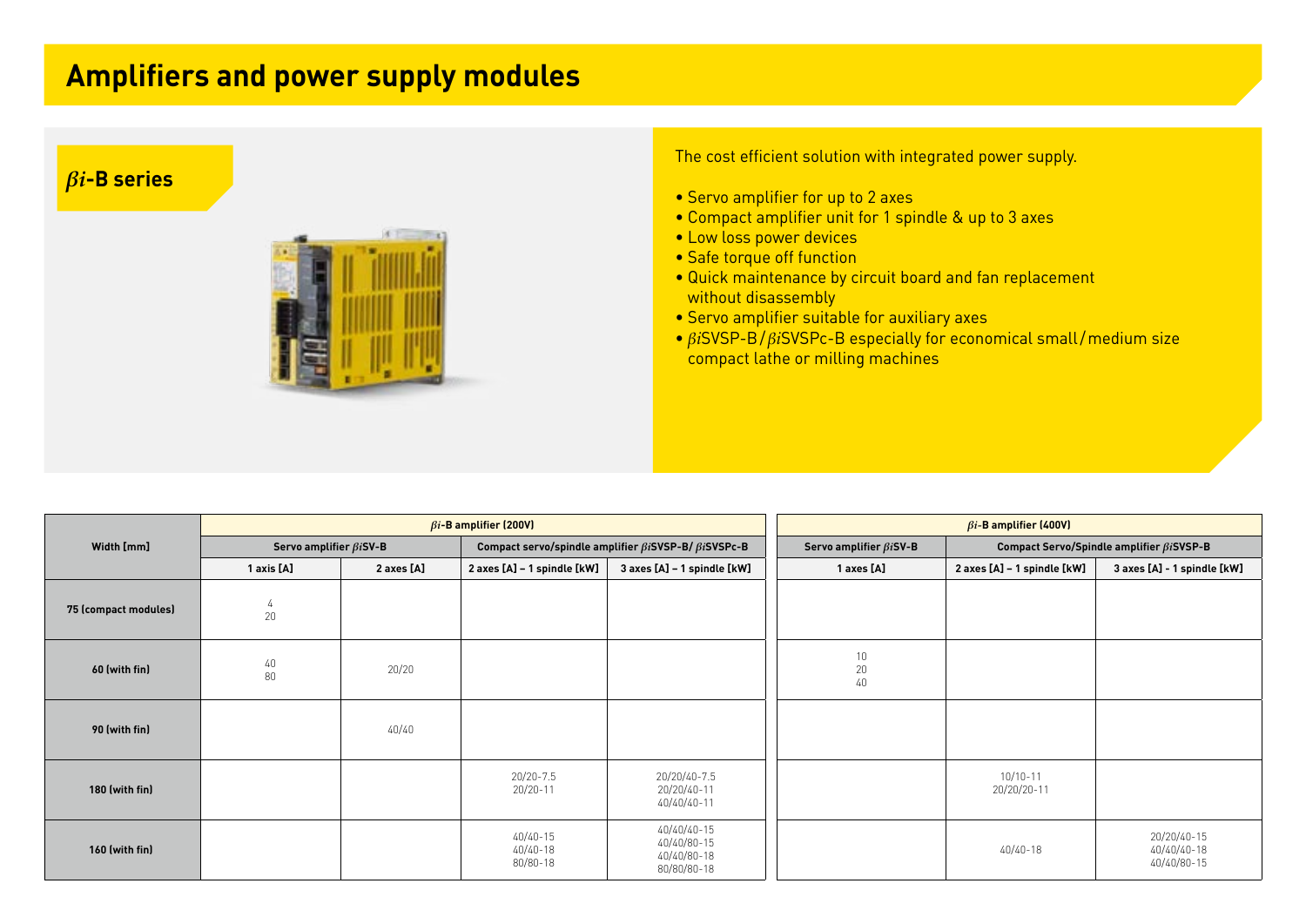# Amplifiers and power supply modules

## $\beta i$-B series

The cost efficient solution with integrated power supply.

- Servo amplifier for up to 2 axes
- Compact amplifier unit for 1 spindle & up to 3 axes
- Low loss power devices
- Safe torque off function
- Quick maintenance by circuit board and fan replacement without disassembly
- Servo amplifier suitable for auxiliary axes
- $\beta i$SVSP-B / $\beta i$SVSPc-B especially for economical small / medium size compact lathe or milling machines

| Width [mm] | $\beta i$-B amplifier (200V) | | | | $\beta i$-B amplifier (400V) | | |
|---|---|---|---|---|---|---|---|
| | Servo amplifier $\beta i$SV-B | | Compact servo/spindle amplifier $\beta i$SVSP-B/ $\beta i$SVSPc-B | | Servo amplifier $\beta i$SV-B | Compact Servo/Spindle amplifier $\beta i$SVSP-B | |
| | 1 axis [A] | 2 axes [A] | 2 axes [A] – 1 spindle [kW] | 3 axes [A] – 1 spindle [kW] | 1 axes [A] | 2 axes [A] – 1 spindle [kW] | 3 axes [A] - 1 spindle [kW] |
| 75 (compact modules) | 4<br>20 | | | | | | |
| 60 (with fin) | 40<br>80 | 20/20 | | | 10<br>20<br>40 | | |
| 90 (with fin) | | 40/40 | | | | | |
| 180 (with fin) | | | 20/20-7.5<br>20/20-11 | 20/20/40-7.5<br>20/20/40-11<br>40/40/40-11 | | 10/10-11<br>20/20/20-11 | |
| 160 (with fin) | | | 40/40-15<br>40/40-18<br>80/80-18 | 40/40/40-15<br>40/40/80-15<br>40/40/80-18<br>80/80/80-18 | | 40/40-18 | 20/20/40-15<br>40/40/40-18<br>40/40/80-15 |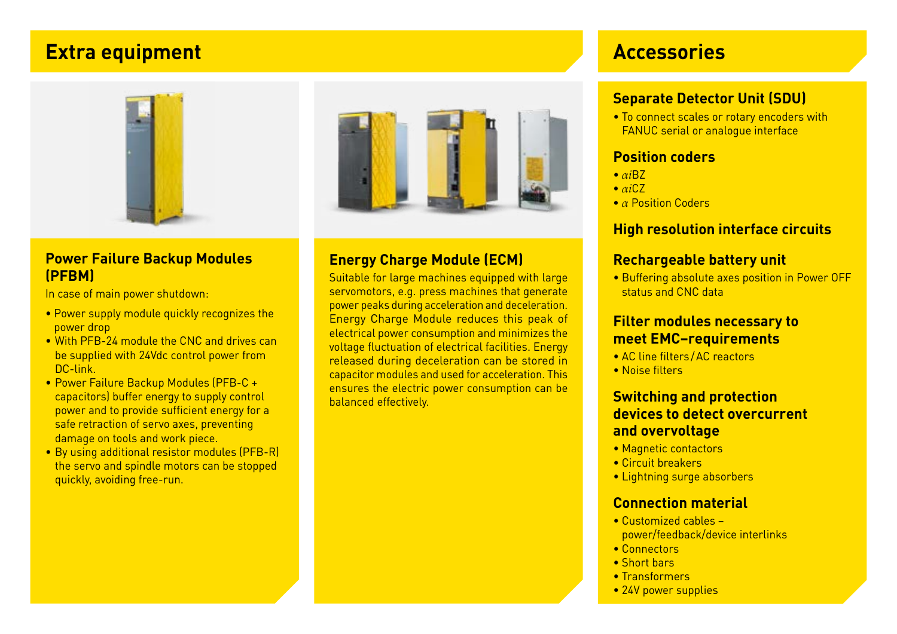## Extra equipment

### Power Failure Backup Modules (PFBM)

In case of main power shutdown:

- Power supply module quickly recognizes the power drop
- With PFB-24 module the CNC and drives can be supplied with 24Vdc control power from DC-link.
- Power Failure Backup Modules (PFB-C + capacitors) buffer energy to supply control power and to provide sufficient energy for a safe retraction of servo axes, preventing damage on tools and work piece.
- By using additional resistor modules (PFB-R) the servo and spindle motors can be stopped quickly, avoiding free-run.

### Energy Charge Module (ECM)

Suitable for large machines equipped with large servomotors, e.g. press machines that generate power peaks during acceleration and deceleration. Energy Charge Module reduces this peak of electrical power consumption and minimizes the voltage fluctuation of electrical facilities. Energy released during deceleration can be stored in capacitor modules and used for acceleration. This ensures the electric power consumption can be balanced effectively.

## Accessories

### Separate Detector Unit (SDU)

- To connect scales or rotary encoders with FANUC serial or analogue interface

### Position coders

- $\alpha i$BZ
- $\alpha i$CZ
- $\alpha$ Position Coders

### High resolution interface circuits

### Rechargeable battery unit

- Buffering absolute axes position in Power OFF status and CNC data

### Filter modules necessary to meet EMC–requirements

- AC line filters/AC reactors
- Noise filters

### Switching and protection devices to detect overcurrent and overvoltage

- Magnetic contactors
- Circuit breakers
- Lightning surge absorbers

### Connection material

- Customized cables – power/feedback/device interlinks
- Connectors
- Short bars
- Transformers
- 24V power supplies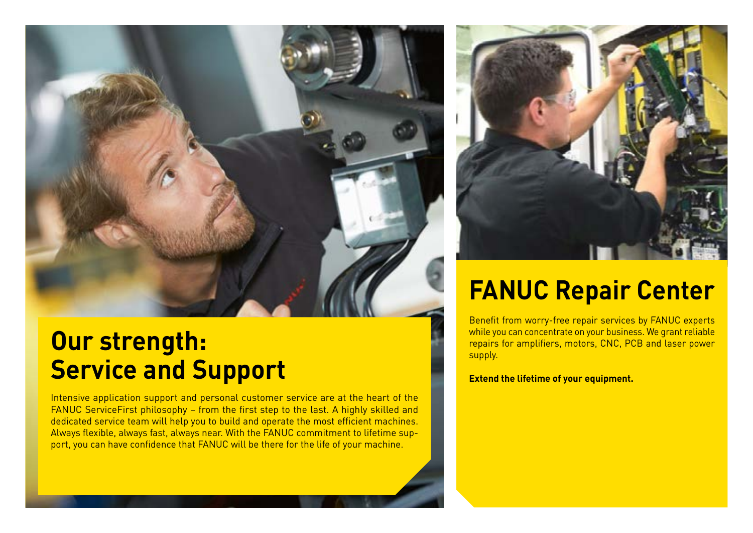## Our strength: Service and Support

Intensive application support and personal customer service are at the heart of the FANUC ServiceFirst philosophy – from the first step to the last. A highly skilled and dedicated service team will help you to build and operate the most efficient machines. Always flexible, always fast, always near. With the FANUC commitment to lifetime support, you can have confidence that FANUC will be there for the life of your machine.

## FANUC Repair Center

Benefit from worry-free repair services by FANUC experts while you can concentrate on your business. We grant reliable repairs for amplifiers, motors, CNC, PCB and laser power supply.

**Extend the lifetime of your equipment.**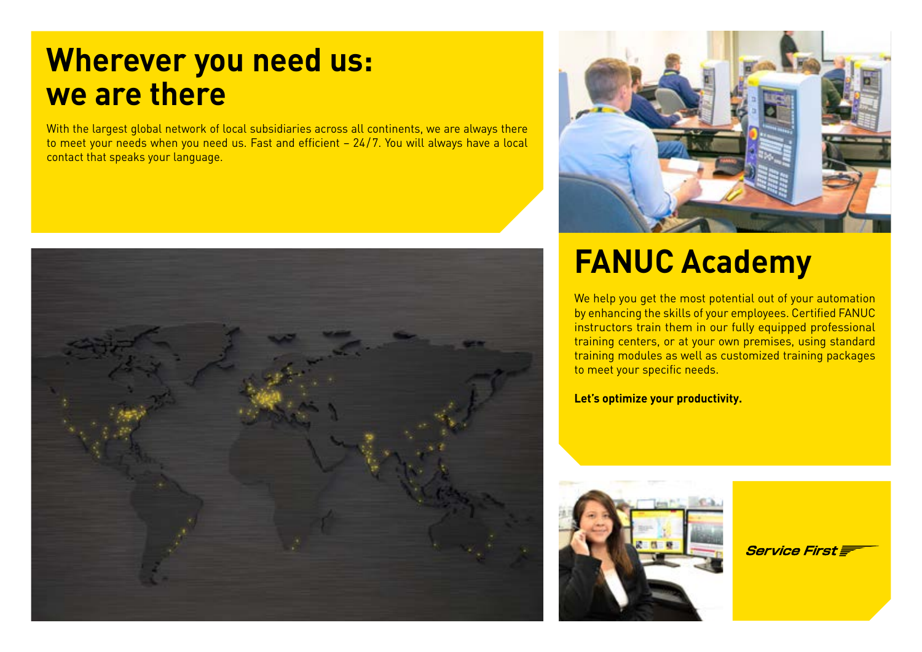# Wherever you need us: we are there

With the largest global network of local subsidiaries across all continents, we are always there to meet your needs when you need us. Fast and efficient – 24/7. You will always have a local contact that speaks your language.

# FANUC Academy

We help you get the most potential out of your automation by enhancing the skills of your employees. Certified FANUC instructors train them in our fully equipped professional training centers, or at your own premises, using standard training modules as well as customized training packages to meet your specific needs.

**Let's optimize your productivity.**

*Service First*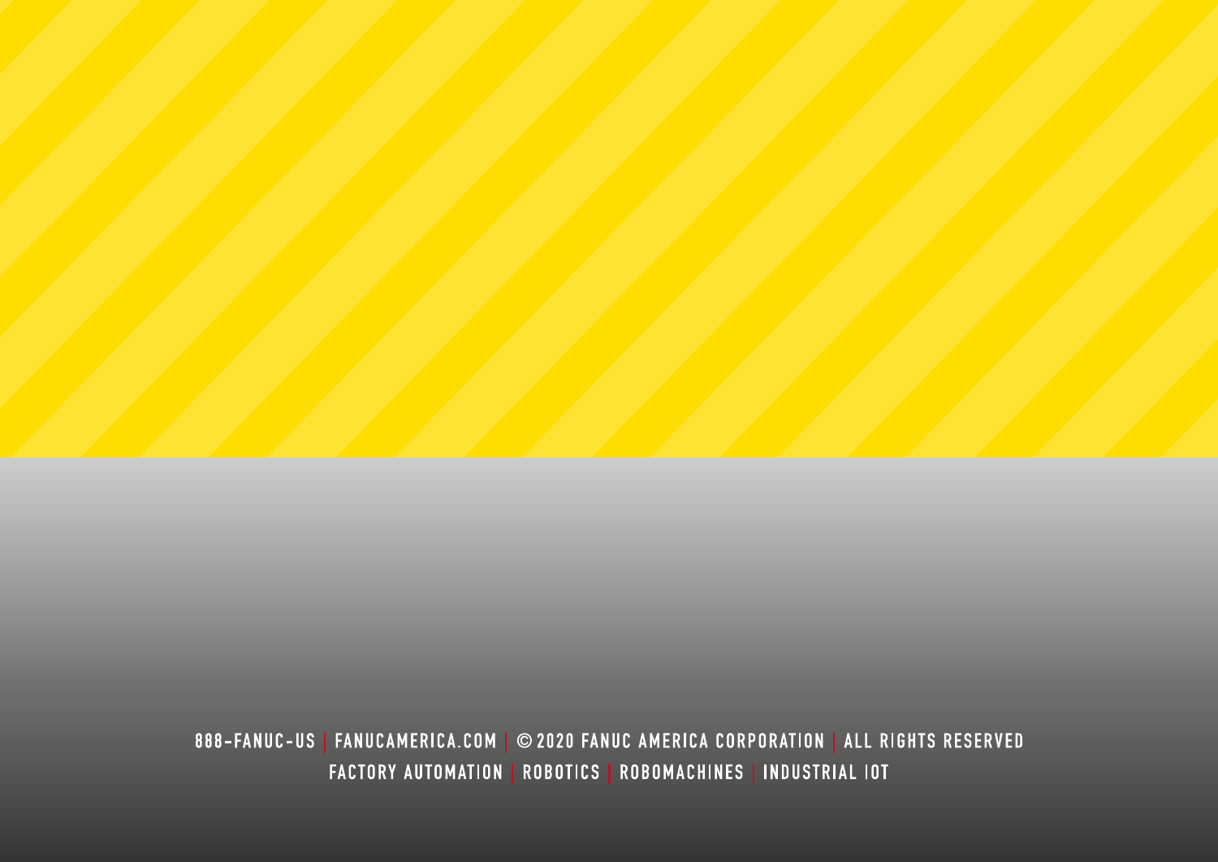888-FANUC-US | FANUCAMERICA.COM | © 2020 FANUC AMERICA CORPORATION | ALL RIGHTS RESERVED

FACTORY AUTOMATION | ROBOTICS | ROBOMACHINES | INDUSTRIAL IOT